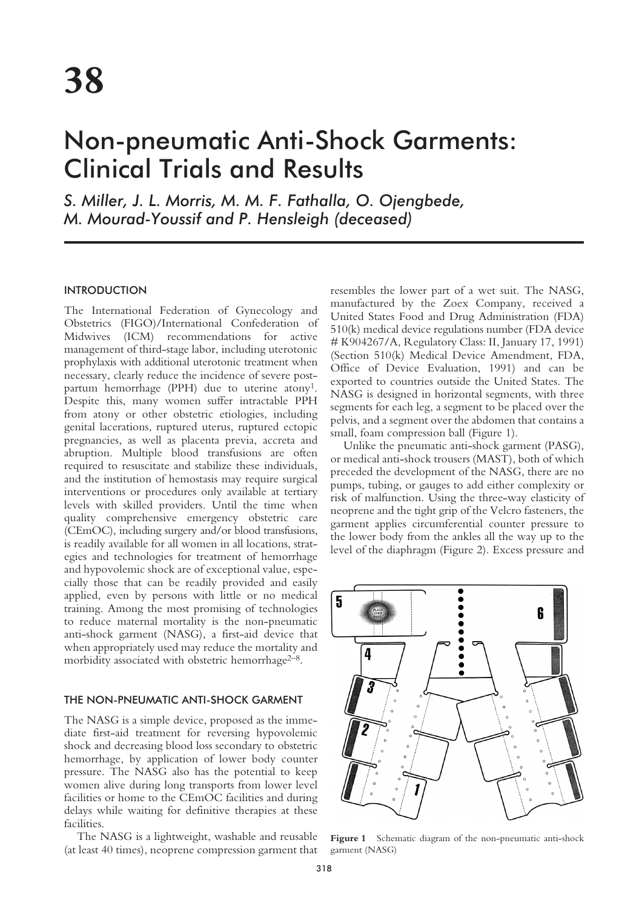# 38

# Non-pneumatic Anti-Shock Garments: Clinical Trials and Results

*S. Miller, J. L. Morris, M. M. F. Fathalla, O. Ojengbede, M. Mourad-Youssif and P. Hensleigh (deceased)*

## INTRODUCTION

The International Federation of Gynecology and Obstetrics (FIGO)/International Confederation of Midwives (ICM) recommendations for active management of third-stage labor, including uterotonic prophylaxis with additional uterotonic treatment when necessary, clearly reduce the incidence of severe postpartum hemorrhage (PPH) due to uterine atony[1]. Despite this, many women suffer intractable PPH from atony or other obstetric etiologies, including genital lacerations, ruptured uterus, ruptured ectopic pregnancies, as well as placenta previa, accreta and abruption. Multiple blood transfusions are often required to resuscitate and stabilize these individuals, and the institution of hemostasis may require surgical interventions or procedures only available at tertiary levels with skilled providers. Until the time when quality comprehensive emergency obstetric care (CEmOC), including surgery and/or blood transfusions, is readily available for all women in all locations, strategies and technologies for treatment of hemorrhage and hypovolemic shock are of exceptional value, especially those that can be readily provided and easily applied, even by persons with little or no medical training. Among the most promising of technologies to reduce maternal mortality is the non-pneumatic anti-shock garment (NASG), a first-aid device that when appropriately used may reduce the mortality and morbidity associated with obstetric hemorrhage[2–8].

## THE NON-PNEUMATIC ANTI-SHOCK GARMENT

The NASG is a simple device, proposed as the immediate first-aid treatment for reversing hypovolemic shock and decreasing blood loss secondary to obstetric hemorrhage, by application of lower body counter pressure. The NASG also has the potential to keep women alive during long transports from lower level facilities or home to the CEmOC facilities and during delays while waiting for definitive therapies at these facilities.

The NASG is a lightweight, washable and reusable (at least 40 times), neoprene compression garment that resembles the lower part of a wet suit. The NASG, manufactured by the Zoex Company, received a United States Food and Drug Administration (FDA) 510(k) medical device regulations number (FDA device # K904267/A, Regulatory Class: II, January 17, 1991) (Section 510(k) Medical Device Amendment, FDA, Office of Device Evaluation, 1991) and can be exported to countries outside the United States. The NASG is designed in horizontal segments, with three segments for each leg, a segment to be placed over the pelvis, and a segment over the abdomen that contains a small, foam compression ball (Figure 1).

Unlike the pneumatic anti-shock garment (PASG), or medical anti-shock trousers (MAST), both of which preceded the development of the NASG, there are no pumps, tubing, or gauges to add either complexity or risk of malfunction. Using the three-way elasticity of neoprene and the tight grip of the Velcro fasteners, the garment applies circumferential counter pressure to the lower body from the ankles all the way up to the level of the diaphragm (Figure 2). Excess pressure and

**Figure 1** Schematic diagram of the non-pneumatic anti-shock garment (NASG)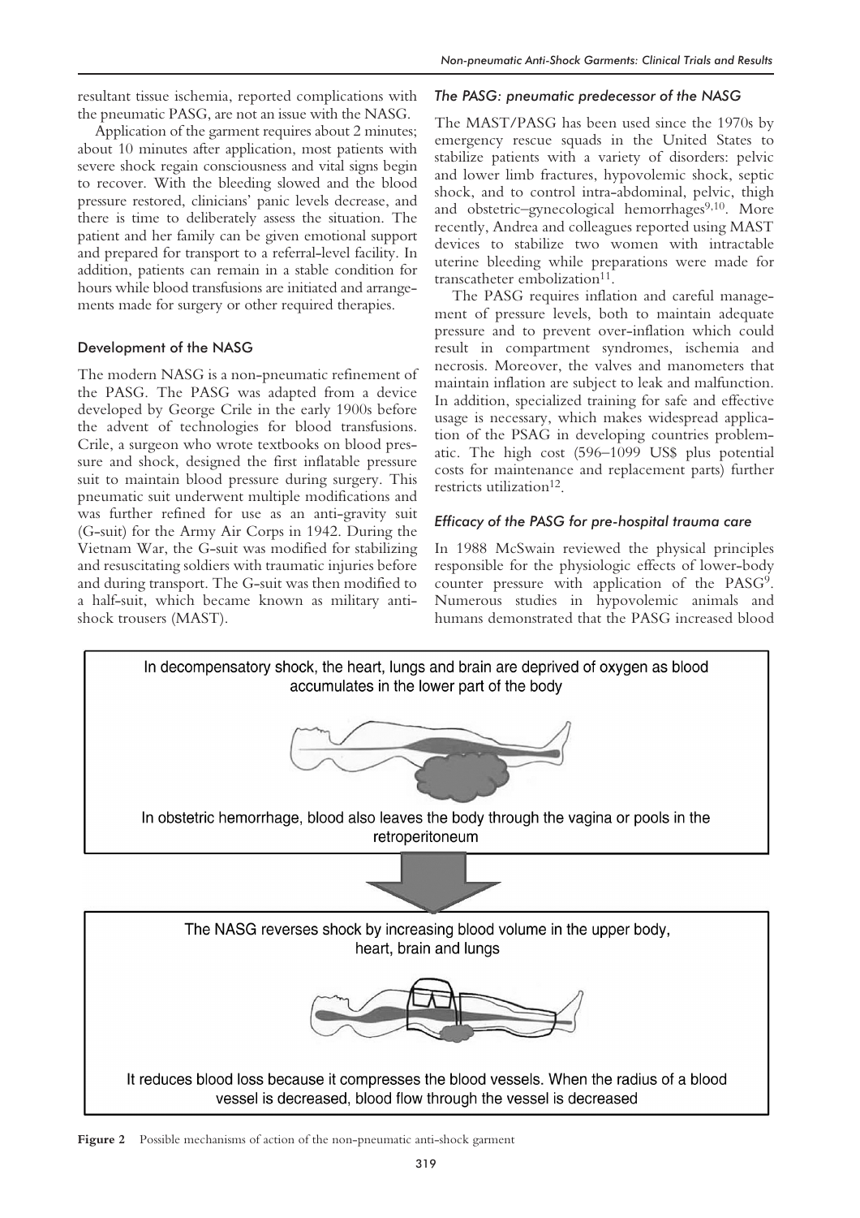resultant tissue ischemia, reported complications with the pneumatic PASG, are not an issue with the NASG.

Application of the garment requires about 2 minutes; about 10 minutes after application, most patients with severe shock regain consciousness and vital signs begin to recover. With the bleeding slowed and the blood pressure restored, clinicians' panic levels decrease, and there is time to deliberately assess the situation. The patient and her family can be given emotional support and prepared for transport to a referral-level facility. In addition, patients can remain in a stable condition for hours while blood transfusions are initiated and arrangements made for surgery or other required therapies.

## Development of the NASG

The modern NASG is a non-pneumatic refinement of the PASG. The PASG was adapted from a device developed by George Crile in the early 1900s before the advent of technologies for blood transfusions. Crile, a surgeon who wrote textbooks on blood pressure and shock, designed the first inflatable pressure suit to maintain blood pressure during surgery. This pneumatic suit underwent multiple modifications and was further refined for use as an anti-gravity suit (G-suit) for the Army Air Corps in 1942. During the Vietnam War, the G-suit was modified for stabilizing and resuscitating soldiers with traumatic injuries before and during transport. The G-suit was then modified to a half-suit, which became known as military anti-shock trousers (MAST).

### *The PASG: pneumatic predecessor of the NASG*

The MAST/PASG has been used since the 1970s by emergency rescue squads in the United States to stabilize patients with a variety of disorders: pelvic and lower limb fractures, hypovolemic shock, septic shock, and to control intra-abdominal, pelvic, thigh and obstetric–gynecological hemorrhages[9,10]. More recently, Andrea and colleagues reported using MAST devices to stabilize two women with intractable uterine bleeding while preparations were made for transcatheter embolization[11].

The PASG requires inflation and careful management of pressure levels, both to maintain adequate pressure and to prevent over-inflation which could result in compartment syndromes, ischemia and necrosis. Moreover, the valves and manometers that maintain inflation are subject to leak and malfunction. In addition, specialized training for safe and effective usage is necessary, which makes widespread application of the PSAG in developing countries problematic. The high cost (596–1099 US$ plus potential costs for maintenance and replacement parts) further restricts utilization[12].

### *Efficacy of the PASG for pre-hospital trauma care*

In 1988 McSwain reviewed the physical principles responsible for the physiologic effects of lower-body counter pressure with application of the PASG[9]. Numerous studies in hypovolemic animals and humans demonstrated that the PASG increased blood

In decompensatory shock, the heart, lungs and brain are deprived of oxygen as blood accumulates in the lower part of the body

In obstetric hemorrhage, blood also leaves the body through the vagina or pools in the retroperitoneum

The NASG reverses shock by increasing blood volume in the upper body, heart, brain and lungs

It reduces blood loss because it compresses the blood vessels. When the radius of a blood vessel is decreased, blood flow through the vessel is decreased

**Figure 2** Possible mechanisms of action of the non-pneumatic anti-shock garment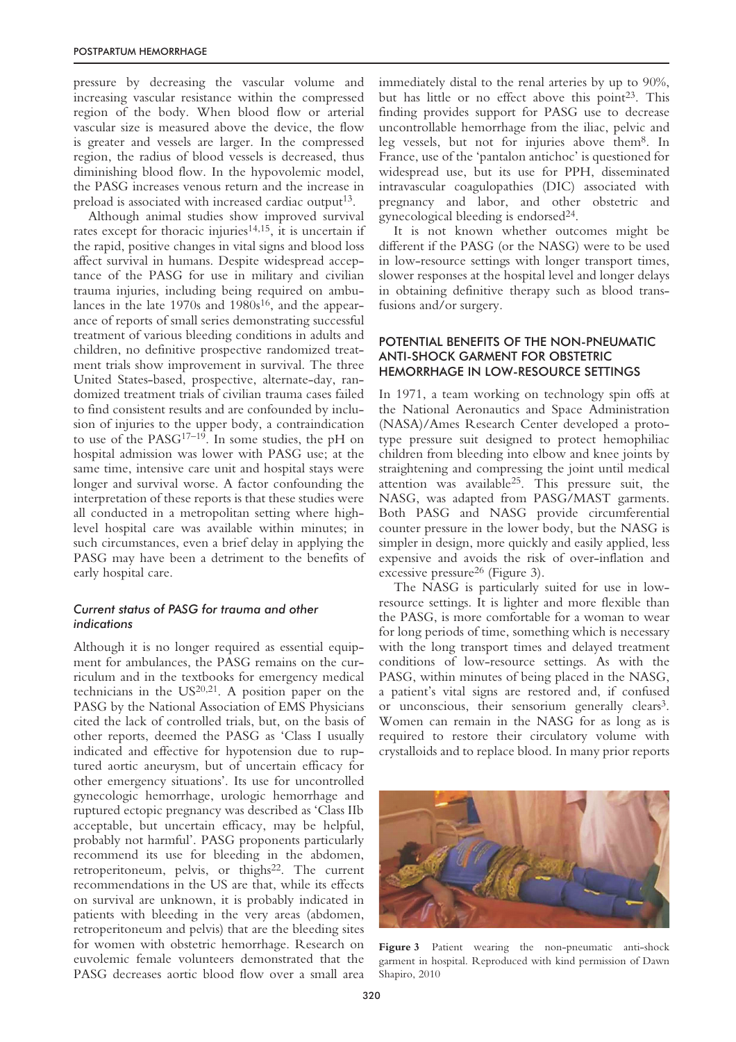pressure by decreasing the vascular volume and increasing vascular resistance within the compressed region of the body. When blood flow or arterial vascular size is measured above the device, the flow is greater and vessels are larger. In the compressed region, the radius of blood vessels is decreased, thus diminishing blood flow. In the hypovolemic model, the PASG increases venous return and the increase in preload is associated with increased cardiac output[13].

Although animal studies show improved survival rates except for thoracic injuries[14,15], it is uncertain if the rapid, positive changes in vital signs and blood loss affect survival in humans. Despite widespread acceptance of the PASG for use in military and civilian trauma injuries, including being required on ambulances in the late 1970s and 1980s[16], and the appearance of reports of small series demonstrating successful treatment of various bleeding conditions in adults and children, no definitive prospective randomized treatment trials show improvement in survival. The three United States-based, prospective, alternate-day, randomized treatment trials of civilian trauma cases failed to find consistent results and are confounded by inclusion of injuries to the upper body, a contraindication to use of the PASG[17–19]. In some studies, the pH on hospital admission was lower with PASG use; at the same time, intensive care unit and hospital stays were longer and survival worse. A factor confounding the interpretation of these reports is that these studies were all conducted in a metropolitan setting where high-level hospital care was available within minutes; in such circumstances, even a brief delay in applying the PASG may have been a detriment to the benefits of early hospital care.

### *Current status of PASG for trauma and other indications*

Although it is no longer required as essential equipment for ambulances, the PASG remains on the curriculum and in the textbooks for emergency medical technicians in the US[20,21]. A position paper on the PASG by the National Association of EMS Physicians cited the lack of controlled trials, but, on the basis of other reports, deemed the PASG as 'Class I usually indicated and effective for hypotension due to ruptured aortic aneurysm, but of uncertain efficacy for other emergency situations'. Its use for uncontrolled gynecologic hemorrhage, urologic hemorrhage and ruptured ectopic pregnancy was described as 'Class IIb acceptable, but uncertain efficacy, may be helpful, probably not harmful'. PASG proponents particularly recommend its use for bleeding in the abdomen, retroperitoneum, pelvis, or thighs[22]. The current recommendations in the US are that, while its effects on survival are unknown, it is probably indicated in patients with bleeding in the very areas (abdomen, retroperitoneum and pelvis) that are the bleeding sites for women with obstetric hemorrhage. Research on euvolemic female volunteers demonstrated that the PASG decreases aortic blood flow over a small area immediately distal to the renal arteries by up to 90%, but has little or no effect above this point[23]. This finding provides support for PASG use to decrease uncontrollable hemorrhage from the iliac, pelvic and leg vessels, but not for injuries above them[8]. In France, use of the 'pantalon antichoc' is questioned for widespread use, but its use for PPH, disseminated intravascular coagulopathies (DIC) associated with pregnancy and labor, and other obstetric and gynecological bleeding is endorsed[24].

It is not known whether outcomes might be different if the PASG (or the NASG) were to be used in low-resource settings with longer transport times, slower responses at the hospital level and longer delays in obtaining definitive therapy such as blood transfusions and/or surgery.

## POTENTIAL BENEFITS OF THE NON-PNEUMATIC ANTI-SHOCK GARMENT FOR OBSTETRIC HEMORRHAGE IN LOW-RESOURCE SETTINGS

In 1971, a team working on technology spin offs at the National Aeronautics and Space Administration (NASA)/Ames Research Center developed a prototype pressure suit designed to protect hemophiliac children from bleeding into elbow and knee joints by straightening and compressing the joint until medical attention was available[25]. This pressure suit, the NASG, was adapted from PASG/MAST garments. Both PASG and NASG provide circumferential counter pressure in the lower body, but the NASG is simpler in design, more quickly and easily applied, less expensive and avoids the risk of over-inflation and excessive pressure[26] (Figure 3).

The NASG is particularly suited for use in low-resource settings. It is lighter and more flexible than the PASG, is more comfortable for a woman to wear for long periods of time, something which is necessary with the long transport times and delayed treatment conditions of low-resource settings. As with the PASG, within minutes of being placed in the NASG, a patient's vital signs are restored and, if confused or unconscious, their sensorium generally clears[3]. Women can remain in the NASG for as long as is required to restore their circulatory volume with crystalloids and to replace blood. In many prior reports

**Figure 3** Patient wearing the non-pneumatic anti-shock garment in hospital. Reproduced with kind permission of Dawn Shapiro, 2010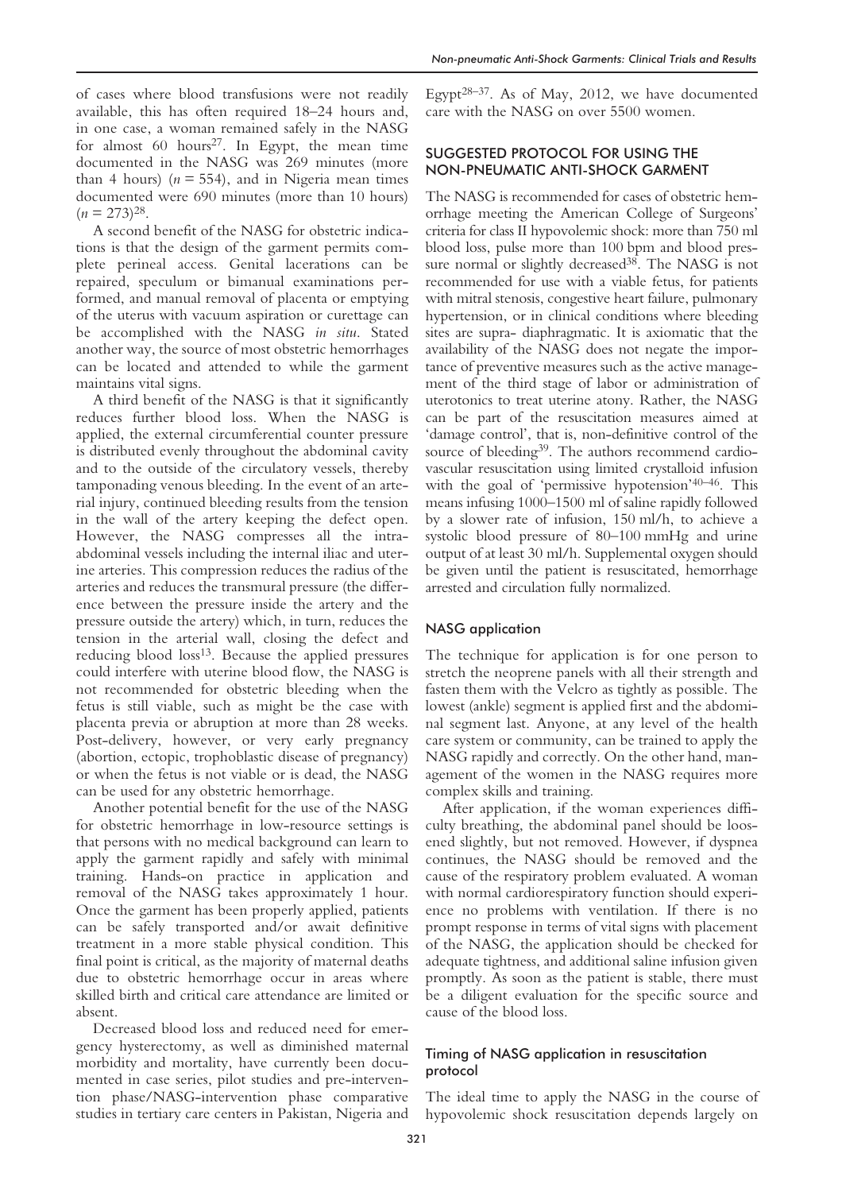of cases where blood transfusions were not readily available, this has often required 18–24 hours and, in one case, a woman remained safely in the NASG for almost 60 hours[27]. In Egypt, the mean time documented in the NASG was 269 minutes (more than 4 hours) ($n = 554$), and in Nigeria mean times documented were 690 minutes (more than 10 hours) ($n = 273$)[28].

A second benefit of the NASG for obstetric indications is that the design of the garment permits complete perineal access. Genital lacerations can be repaired, speculum or bimanual examinations performed, and manual removal of placenta or emptying of the uterus with vacuum aspiration or curettage can be accomplished with the NASG *in situ*. Stated another way, the source of most obstetric hemorrhages can be located and attended to while the garment maintains vital signs.

A third benefit of the NASG is that it significantly reduces further blood loss. When the NASG is applied, the external circumferential counter pressure is distributed evenly throughout the abdominal cavity and to the outside of the circulatory vessels, thereby tamponading venous bleeding. In the event of an arterial injury, continued bleeding results from the tension in the wall of the artery keeping the defect open. However, the NASG compresses all the intra-abdominal vessels including the internal iliac and uterine arteries. This compression reduces the radius of the arteries and reduces the transmural pressure (the difference between the pressure inside the artery and the pressure outside the artery) which, in turn, reduces the tension in the arterial wall, closing the defect and reducing blood loss[13]. Because the applied pressures could interfere with uterine blood flow, the NASG is not recommended for obstetric bleeding when the fetus is still viable, such as might be the case with placenta previa or abruption at more than 28 weeks. Post-delivery, however, or very early pregnancy (abortion, ectopic, trophoblastic disease of pregnancy) or when the fetus is not viable or is dead, the NASG can be used for any obstetric hemorrhage.

Another potential benefit for the use of the NASG for obstetric hemorrhage in low-resource settings is that persons with no medical background can learn to apply the garment rapidly and safely with minimal training. Hands-on practice in application and removal of the NASG takes approximately 1 hour. Once the garment has been properly applied, patients can be safely transported and/or await definitive treatment in a more stable physical condition. This final point is critical, as the majority of maternal deaths due to obstetric hemorrhage occur in areas where skilled birth and critical care attendance are limited or absent.

Decreased blood loss and reduced need for emergency hysterectomy, as well as diminished maternal morbidity and mortality, have currently been documented in case series, pilot studies and pre-intervention phase/NASG-intervention phase comparative studies in tertiary care centers in Pakistan, Nigeria and Egypt[28–37]. As of May, 2012, we have documented care with the NASG on over 5500 women.

## SUGGESTED PROTOCOL FOR USING THE NON-PNEUMATIC ANTI-SHOCK GARMENT

The NASG is recommended for cases of obstetric hemorrhage meeting the American College of Surgeons' criteria for class II hypovolemic shock: more than 750 ml blood loss, pulse more than 100 bpm and blood pressure normal or slightly decreased[38]. The NASG is not recommended for use with a viable fetus, for patients with mitral stenosis, congestive heart failure, pulmonary hypertension, or in clinical conditions where bleeding sites are supra- diaphragmatic. It is axiomatic that the availability of the NASG does not negate the importance of preventive measures such as the active management of the third stage of labor or administration of uterotonics to treat uterine atony. Rather, the NASG can be part of the resuscitation measures aimed at 'damage control', that is, non-definitive control of the source of bleeding[39]. The authors recommend cardiovascular resuscitation using limited crystalloid infusion with the goal of 'permissive hypotension'[40–46]. This means infusing 1000–1500 ml of saline rapidly followed by a slower rate of infusion, 150 ml/h, to achieve a systolic blood pressure of 80–100 mmHg and urine output of at least 30 ml/h. Supplemental oxygen should be given until the patient is resuscitated, hemorrhage arrested and circulation fully normalized.

### NASG application

The technique for application is for one person to stretch the neoprene panels with all their strength and fasten them with the Velcro as tightly as possible. The lowest (ankle) segment is applied first and the abdominal segment last. Anyone, at any level of the health care system or community, can be trained to apply the NASG rapidly and correctly. On the other hand, management of the women in the NASG requires more complex skills and training.

After application, if the woman experiences difficulty breathing, the abdominal panel should be loosened slightly, but not removed. However, if dyspnea continues, the NASG should be removed and the cause of the respiratory problem evaluated. A woman with normal cardiorespiratory function should experience no problems with ventilation. If there is no prompt response in terms of vital signs with placement of the NASG, the application should be checked for adequate tightness, and additional saline infusion given promptly. As soon as the patient is stable, there must be a diligent evaluation for the specific source and cause of the blood loss.

### Timing of NASG application in resuscitation protocol

The ideal time to apply the NASG in the course of hypovolemic shock resuscitation depends largely on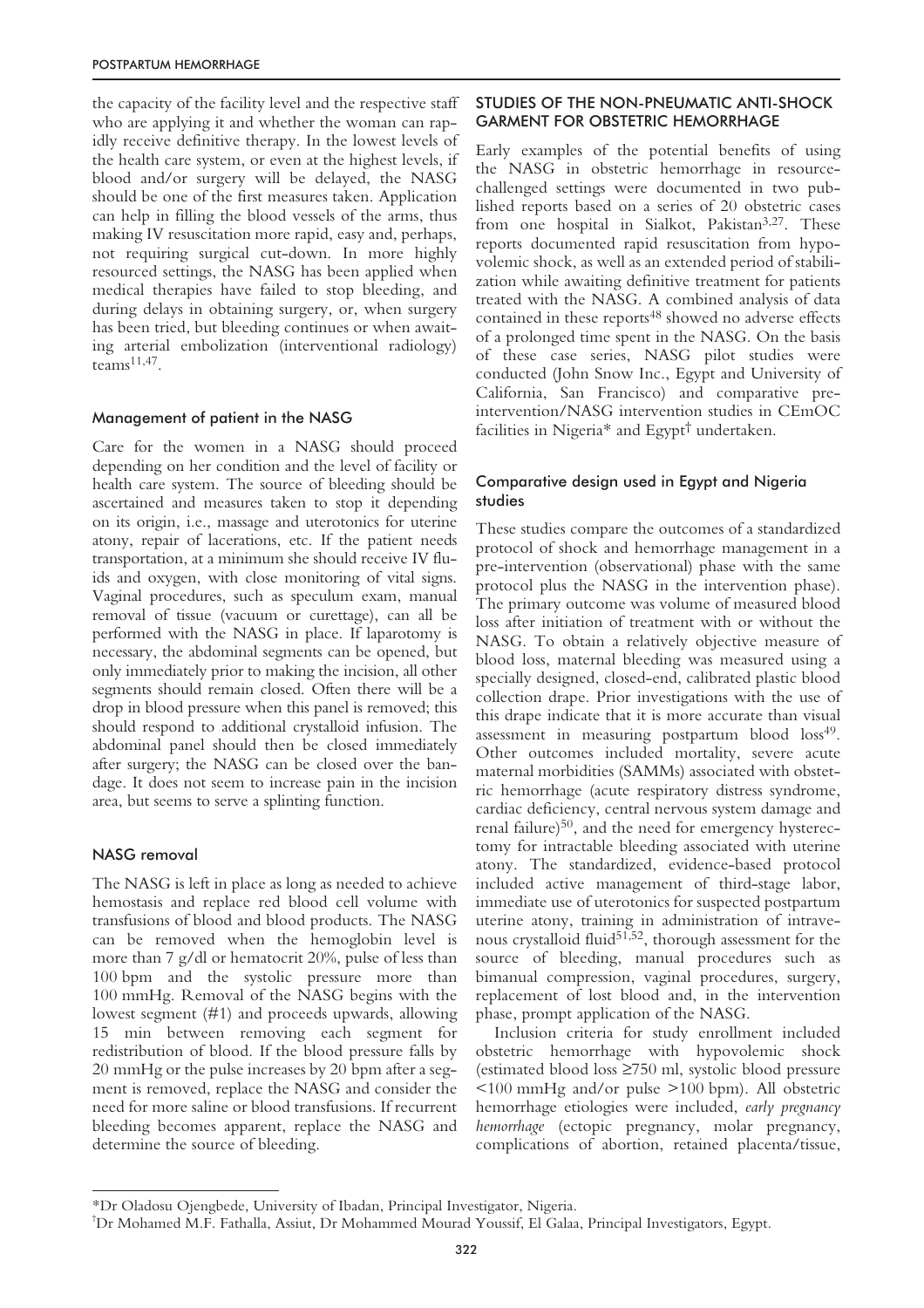the capacity of the facility level and the respective staff who are applying it and whether the woman can rapidly receive definitive therapy. In the lowest levels of the health care system, or even at the highest levels, if blood and/or surgery will be delayed, the NASG should be one of the first measures taken. Application can help in filling the blood vessels of the arms, thus making IV resuscitation more rapid, easy and, perhaps, not requiring surgical cut-down. In more highly resourced settings, the NASG has been applied when medical therapies have failed to stop bleeding, and during delays in obtaining surgery, or, when surgery has been tried, but bleeding continues or when awaiting arterial embolization (interventional radiology) teams[11,47].

### Management of patient in the NASG

Care for the women in a NASG should proceed depending on her condition and the level of facility or health care system. The source of bleeding should be ascertained and measures taken to stop it depending on its origin, i.e., massage and uterotonics for uterine atony, repair of lacerations, etc. If the patient needs transportation, at a minimum she should receive IV fluids and oxygen, with close monitoring of vital signs. Vaginal procedures, such as speculum exam, manual removal of tissue (vacuum or curettage), can all be performed with the NASG in place. If laparotomy is necessary, the abdominal segments can be opened, but only immediately prior to making the incision, all other segments should remain closed. Often there will be a drop in blood pressure when this panel is removed; this should respond to additional crystalloid infusion. The abdominal panel should then be closed immediately after surgery; the NASG can be closed over the bandage. It does not seem to increase pain in the incision area, but seems to serve a splinting function.

### NASG removal

The NASG is left in place as long as needed to achieve hemostasis and replace red blood cell volume with transfusions of blood and blood products. The NASG can be removed when the hemoglobin level is more than 7 g/dl or hematocrit 20%, pulse of less than 100 bpm and the systolic pressure more than 100 mmHg. Removal of the NASG begins with the lowest segment (#1) and proceeds upwards, allowing 15 min between removing each segment for redistribution of blood. If the blood pressure falls by 20 mmHg or the pulse increases by 20 bpm after a segment is removed, replace the NASG and consider the need for more saline or blood transfusions. If recurrent bleeding becomes apparent, replace the NASG and determine the source of bleeding.

## STUDIES OF THE NON-PNEUMATIC ANTI-SHOCK GARMENT FOR OBSTETRIC HEMORRHAGE

Early examples of the potential benefits of using the NASG in obstetric hemorrhage in resource-challenged settings were documented in two published reports based on a series of 20 obstetric cases from one hospital in Sialkot, Pakistan[3,27]. These reports documented rapid resuscitation from hypovolemic shock, as well as an extended period of stabilization while awaiting definitive treatment for patients treated with the NASG. A combined analysis of data contained in these reports[48] showed no adverse effects of a prolonged time spent in the NASG. On the basis of these case series, NASG pilot studies were conducted (John Snow Inc., Egypt and University of California, San Francisco) and comparative pre-intervention/NASG intervention studies in CEmOC facilities in Nigeria* and Egypt† undertaken.

### Comparative design used in Egypt and Nigeria studies

These studies compare the outcomes of a standardized protocol of shock and hemorrhage management in a pre-intervention (observational) phase with the same protocol plus the NASG in the intervention phase). The primary outcome was volume of measured blood loss after initiation of treatment with or without the NASG. To obtain a relatively objective measure of blood loss, maternal bleeding was measured using a specially designed, closed-end, calibrated plastic blood collection drape. Prior investigations with the use of this drape indicate that it is more accurate than visual assessment in measuring postpartum blood loss[49]. Other outcomes included mortality, severe acute maternal morbidities (SAMMs) associated with obstetric hemorrhage (acute respiratory distress syndrome, cardiac deficiency, central nervous system damage and renal failure)[50], and the need for emergency hysterectomy for intractable bleeding associated with uterine atony. The standardized, evidence-based protocol included active management of third-stage labor, immediate use of uterotonics for suspected postpartum uterine atony, training in administration of intravenous crystalloid fluid[51,52], thorough assessment for the source of bleeding, manual procedures such as bimanual compression, vaginal procedures, surgery, replacement of lost blood and, in the intervention phase, prompt application of the NASG.

Inclusion criteria for study enrollment included obstetric hemorrhage with hypovolemic shock (estimated blood loss ≥750 ml, systolic blood pressure <100 mmHg and/or pulse >100 bpm). All obstetric hemorrhage etiologies were included, *early pregnancy hemorrhage* (ectopic pregnancy, molar pregnancy, complications of abortion, retained placenta/tissue,

---

*Dr Oladosu Ojengbede, University of Ibadan, Principal Investigator, Nigeria.

†Dr Mohamed M.F. Fathalla, Assiut, Dr Mohammed Mourad Youssif, El Galaa, Principal Investigators, Egypt.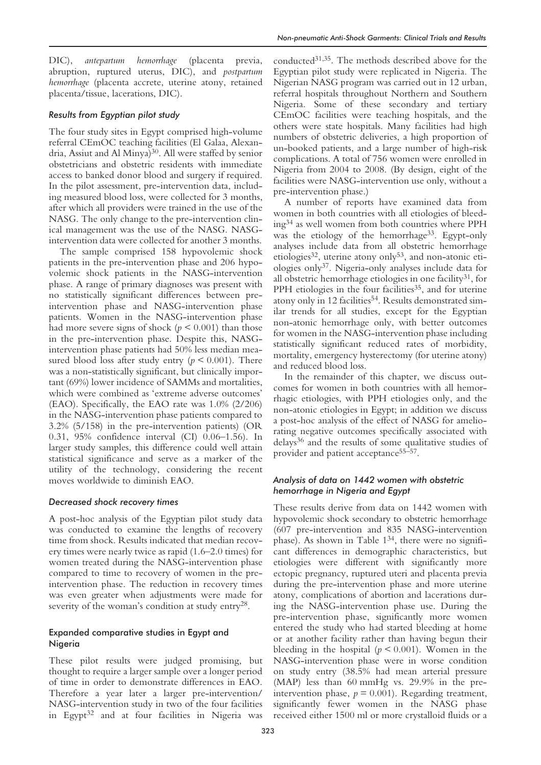DIC), *antepartum hemorrhage* (placenta previa, abruption, ruptured uterus, DIC), and *postpartum hemorrhage* (placenta accrete, uterine atony, retained placenta/tissue, lacerations, DIC).

### *Results from Egyptian pilot study*

The four study sites in Egypt comprised high-volume referral CEmOC teaching facilities (El Galaa, Alexandria, Assiut and Al Minya)[30]. All were staffed by senior obstetricians and obstetric residents with immediate access to banked donor blood and surgery if required. In the pilot assessment, pre-intervention data, including measured blood loss, were collected for 3 months, after which all providers were trained in the use of the NASG. The only change to the pre-intervention clinical management was the use of the NASG. NASG-intervention data were collected for another 3 months.

The sample comprised 158 hypovolemic shock patients in the pre-intervention phase and 206 hypovolemic shock patients in the NASG-intervention phase. A range of primary diagnoses was present with no statistically significant differences between pre-intervention phase and NASG-intervention phase patients. Women in the NASG-intervention phase had more severe signs of shock ($p < 0.001$) than those in the pre-intervention phase. Despite this, NASG-intervention phase patients had 50% less median measured blood loss after study entry ($p < 0.001$). There was a non-statistically significant, but clinically important (69%) lower incidence of SAMMs and mortalities, which were combined as 'extreme adverse outcomes' (EAO). Specifically, the EAO rate was 1.0% (2/206) in the NASG-intervention phase patients compared to 3.2% (5/158) in the pre-intervention patients) (OR 0.31, 95% confidence interval (CI) 0.06–1.56). In larger study samples, this difference could well attain statistical significance and serve as a marker of the utility of the technology, considering the recent moves worldwide to diminish EAO.

### *Decreased shock recovery times*

A post-hoc analysis of the Egyptian pilot study data was conducted to examine the lengths of recovery time from shock. Results indicated that median recovery times were nearly twice as rapid (1.6–2.0 times) for women treated during the NASG-intervention phase compared to time to recovery of women in the pre-intervention phase. The reduction in recovery times was even greater when adjustments were made for severity of the woman's condition at study entry[28].

## Expanded comparative studies in Egypt and Nigeria

These pilot results were judged promising, but thought to require a larger sample over a longer period of time in order to demonstrate differences in EAO. Therefore a year later a larger pre-intervention/NASG-intervention study in two of the four facilities in Egypt[32] and at four facilities in Nigeria was conducted[31,35]. The methods described above for the Egyptian pilot study were replicated in Nigeria. The Nigerian NASG program was carried out in 12 urban, referral hospitals throughout Northern and Southern Nigeria. Some of these secondary and tertiary CEmOC facilities were teaching hospitals, and the others were state hospitals. Many facilities had high numbers of obstetric deliveries, a high proportion of un-booked patients, and a large number of high-risk complications. A total of 756 women were enrolled in Nigeria from 2004 to 2008. (By design, eight of the facilities were NASG-intervention use only, without a pre-intervention phase.)

A number of reports have examined data from women in both countries with all etiologies of bleeding[34] as well women from both countries where PPH was the etiology of the hemorrhage[33]. Egypt-only analyses include data from all obstetric hemorrhage etiologies[32], uterine atony only[53], and non-atonic etiologies only[37]. Nigeria-only analyses include data for all obstetric hemorrhage etiologies in one facility[31], for PPH etiologies in the four facilities[35], and for uterine atony only in 12 facilities[54]. Results demonstrated similar trends for all studies, except for the Egyptian non-atonic hemorrhage only, with better outcomes for women in the NASG-intervention phase including statistically significant reduced rates of morbidity, mortality, emergency hysterectomy (for uterine atony) and reduced blood loss.

In the remainder of this chapter, we discuss outcomes for women in both countries with all hemorrhagic etiologies, with PPH etiologies only, and the non-atonic etiologies in Egypt; in addition we discuss a post-hoc analysis of the effect of NASG for ameliorating negative outcomes specifically associated with delays[36] and the results of some qualitative studies of provider and patient acceptance[55–57].

### *Analysis of data on 1442 women with obstetric hemorrhage in Nigeria and Egypt*

These results derive from data on 1442 women with hypovolemic shock secondary to obstetric hemorrhage (607 pre-intervention and 835 NASG-intervention phase). As shown in Table 1[34], there were no significant differences in demographic characteristics, but etiologies were different with significantly more ectopic pregnancy, ruptured uteri and placenta previa during the pre-intervention phase and more uterine atony, complications of abortion and lacerations during the NASG-intervention phase use. During the pre-intervention phase, significantly more women entered the study who had started bleeding at home or at another facility rather than having begun their bleeding in the hospital ($p < 0.001$). Women in the NASG-intervention phase were in worse condition on study entry (38.5% had mean arterial pressure (MAP) less than 60 mmHg vs. 29.9% in the pre-intervention phase, $p = 0.001$). Regarding treatment, significantly fewer women in the NASG phase received either 1500 ml or more crystalloid fluids or a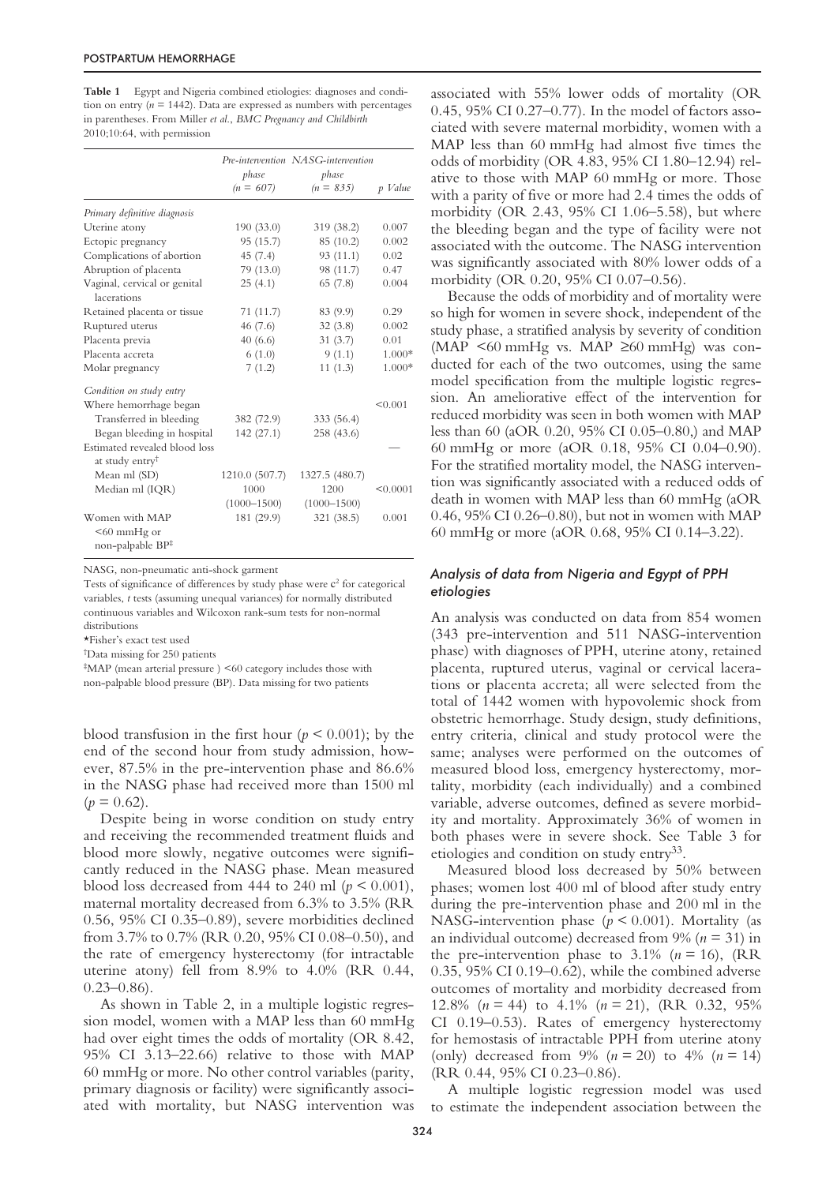**Table 1** Egypt and Nigeria combined etiologies: diagnoses and condition on entry ($n$ = 1442). Data are expressed as numbers with percentages in parentheses. From Miller *et al.*, *BMC Pregnancy and Childbirth* 2010;10:64, with permission

| | Pre-intervention phase ($n$ = 607) | NASG-intervention phase ($n$ = 835) | $p$ Value |
|---|---|---|---|
| *Primary definitive diagnosis* | | | |
| Uterine atony | 190 (33.0) | 319 (38.2) | 0.007 |
| Ectopic pregnancy | 95 (15.7) | 85 (10.2) | 0.002 |
| Complications of abortion | 45 (7.4) | 93 (11.1) | 0.02 |
| Abruption of placenta | 79 (13.0) | 98 (11.7) | 0.47 |
| Vaginal, cervical or genital lacerations | 25 (4.1) | 65 (7.8) | 0.004 |
| Retained placenta or tissue | 71 (11.7) | 83 (9.9) | 0.29 |
| Ruptured uterus | 46 (7.6) | 32 (3.8) | 0.002 |
| Placenta previa | 40 (6.6) | 31 (3.7) | 0.01 |
| Placenta accreta | 6 (1.0) | 9 (1.1) | 1.000* |
| Molar pregnancy | 7 (1.2) | 11 (1.3) | 1.000* |
| *Condition on study entry* | | | |
| Where hemorrhage began | | | <0.001 |
| Transferred in bleeding | 382 (72.9) | 333 (56.4) | |
| Began bleeding in hospital | 142 (27.1) | 258 (43.6) | |
| Estimated revealed blood loss at study entry[†] | | | — |
| Mean ml (SD) | 1210.0 (507.7) | 1327.5 (480.7) | |
| Median ml (IQR) | 1000 (1000–1500) | 1200 (1000–1500) | <0.0001 |
| Women with MAP <60 mmHg or non-palpable BP[‡] | 181 (29.9) | 321 (38.5) | 0.001 |

NASG, non-pneumatic anti-shock garment

Tests of significance of differences by study phase were $c^2$ for categorical variables, $t$ tests (assuming unequal variances) for normally distributed continuous variables and Wilcoxon rank-sum tests for non-normal distributions

*Fisher's exact test used

[†]Data missing for 250 patients

[‡]MAP (mean arterial pressure ) <60 category includes those with non-palpable blood pressure (BP). Data missing for two patients

blood transfusion in the first hour ($p < 0.001$); by the end of the second hour from study admission, however, 87.5% in the pre-intervention phase and 86.6% in the NASG phase had received more than 1500 ml ($p = 0.62$).

Despite being in worse condition on study entry and receiving the recommended treatment fluids and blood more slowly, negative outcomes were significantly reduced in the NASG phase. Mean measured blood loss decreased from 444 to 240 ml ($p < 0.001$), maternal mortality decreased from 6.3% to 3.5% (RR 0.56, 95% CI 0.35–0.89), severe morbidities declined from 3.7% to 0.7% (RR 0.20, 95% CI 0.08–0.50), and the rate of emergency hysterectomy (for intractable uterine atony) fell from 8.9% to 4.0% (RR 0.44, 0.23–0.86).

As shown in Table 2, in a multiple logistic regression model, women with a MAP less than 60 mmHg had over eight times the odds of mortality (OR 8.42, 95% CI 3.13–22.66) relative to those with MAP 60 mmHg or more. No other control variables (parity, primary diagnosis or facility) were significantly associated with mortality, but NASG intervention was associated with 55% lower odds of mortality (OR 0.45, 95% CI 0.27–0.77). In the model of factors associated with severe maternal morbidity, women with a MAP less than 60 mmHg had almost five times the odds of morbidity (OR 4.83, 95% CI 1.80–12.94) relative to those with MAP 60 mmHg or more. Those with a parity of five or more had 2.4 times the odds of morbidity (OR 2.43, 95% CI 1.06–5.58), but where the bleeding began and the type of facility were not associated with the outcome. The NASG intervention was significantly associated with 80% lower odds of a morbidity (OR 0.20, 95% CI 0.07–0.56).

Because the odds of morbidity and of mortality were so high for women in severe shock, independent of the study phase, a stratified analysis by severity of condition (MAP <60 mmHg vs. MAP ≥60 mmHg) was conducted for each of the two outcomes, using the same model specification from the multiple logistic regression. An ameliorative effect of the intervention for reduced morbidity was seen in both women with MAP less than 60 (aOR 0.20, 95% CI 0.05–0.80,) and MAP 60 mmHg or more (aOR 0.18, 95% CI 0.04–0.90). For the stratified mortality model, the NASG intervention was significantly associated with a reduced odds of death in women with MAP less than 60 mmHg (aOR 0.46, 95% CI 0.26–0.80), but not in women with MAP 60 mmHg or more (aOR 0.68, 95% CI 0.14–3.22).

### *Analysis of data from Nigeria and Egypt of PPH etiologies*

An analysis was conducted on data from 854 women (343 pre-intervention and 511 NASG-intervention phase) with diagnoses of PPH, uterine atony, retained placenta, ruptured uterus, vaginal or cervical lacerations or placenta accreta; all were selected from the total of 1442 women with hypovolemic shock from obstetric hemorrhage. Study design, study definitions, entry criteria, clinical and study protocol were the same; analyses were performed on the outcomes of measured blood loss, emergency hysterectomy, mortality, morbidity (each individually) and a combined variable, adverse outcomes, defined as severe morbidity and mortality. Approximately 36% of women in both phases were in severe shock. See Table 3 for etiologies and condition on study entry[33].

Measured blood loss decreased by 50% between phases; women lost 400 ml of blood after study entry during the pre-intervention phase and 200 ml in the NASG-intervention phase ($p < 0.001$). Mortality (as an individual outcome) decreased from 9% ($n$ = 31) in the pre-intervention phase to 3.1% ($n$ = 16), (RR 0.35, 95% CI 0.19–0.62), while the combined adverse outcomes of mortality and morbidity decreased from 12.8% ($n$ = 44) to 4.1% ($n$ = 21), (RR 0.32, 95% CI 0.19–0.53). Rates of emergency hysterectomy for hemostasis of intractable PPH from uterine atony (only) decreased from 9% ($n$ = 20) to 4% ($n$ = 14) (RR 0.44, 95% CI 0.23–0.86).

A multiple logistic regression model was used to estimate the independent association between the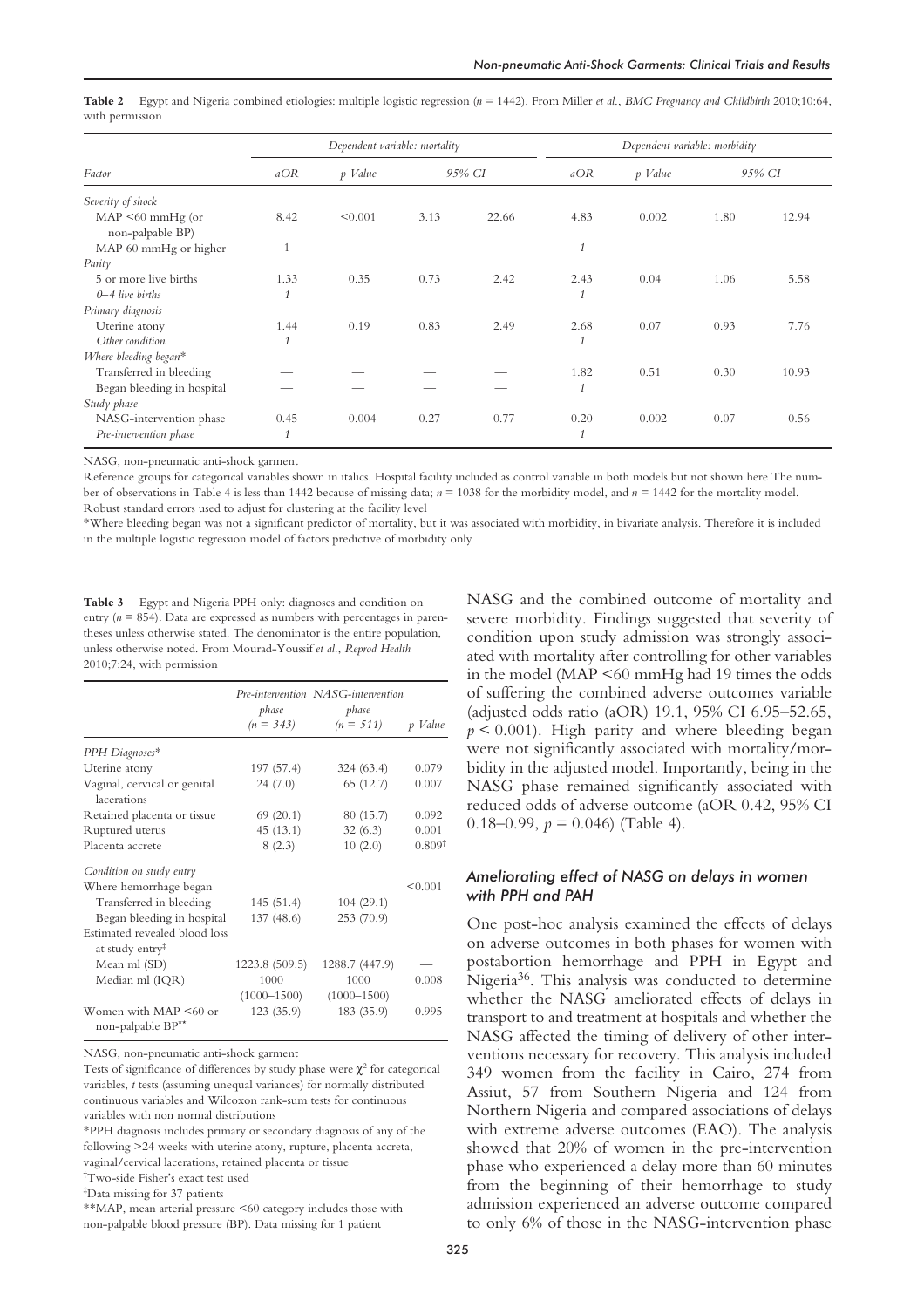**Table 2** Egypt and Nigeria combined etiologies: multiple logistic regression ($n$ = 1442). From Miller *et al.*, *BMC Pregnancy and Childbirth* 2010;10:64, with permission

| Factor | Dependent variable: mortality | | | | Dependent variable: morbidity | | | |
|---|---|---|---|---|---|---|---|---|
| | aOR | p Value | 95% CI | | aOR | p Value | 95% CI | |
| *Severity of shock* | | | | | | | | |
| MAP <60 mmHg (or non-palpable BP) | 8.42 | <0.001 | 3.13 | 22.66 | 4.83 | 0.002 | 1.80 | 12.94 |
| MAP 60 mmHg or higher | 1 | | | | *1* | | | |
| *Parity* | | | | | | | | |
| 5 or more live births | 1.33 | 0.35 | 0.73 | 2.42 | 2.43 | 0.04 | 1.06 | 5.58 |
| *0–4 live births* | *1* | | | | *1* | | | |
| *Primary diagnosis* | | | | | | | | |
| Uterine atony | 1.44 | 0.19 | 0.83 | 2.49 | 2.68 | 0.07 | 0.93 | 7.76 |
| *Other condition* | *1* | | | | *1* | | | |
| *Where bleeding began** | | | | | | | | |
| Transferred in bleeding | — | — | — | — | 1.82 | 0.51 | 0.30 | 10.93 |
| Began bleeding in hospital | — | — | — | — | *1* | | | |
| *Study phase* | | | | | | | | |
| NASG-intervention phase | 0.45 | 0.004 | 0.27 | 0.77 | 0.20 | 0.002 | 0.07 | 0.56 |
| *Pre-intervention phase* | *1* | | | | *1* | | | |

NASG, non-pneumatic anti-shock garment

Reference groups for categorical variables shown in italics. Hospital facility included as control variable in both models but not shown here The number of observations in Table 4 is less than 1442 because of missing data; $n$ = 1038 for the morbidity model, and $n$ = 1442 for the mortality model. Robust standard errors used to adjust for clustering at the facility level

*Where bleeding began was not a significant predictor of mortality, but it was associated with morbidity, in bivariate analysis. Therefore it is included in the multiple logistic regression model of factors predictive of morbidity only

**Table 3** Egypt and Nigeria PPH only: diagnoses and condition on entry ($n$ = 854). Data are expressed as numbers with percentages in parentheses unless otherwise stated. The denominator is the entire population, unless otherwise noted. From Mourad-Youssif *et al.*, *Reprod Health* 2010;7:24, with permission

| | Pre-intervention phase ($n$ = 343) | NASG-intervention phase ($n$ = 511) | p Value |
|---|---|---|---|
| *PPH Diagnoses** | | | |
| Uterine atony | 197 (57.4) | 324 (63.4) | 0.079 |
| Vaginal, cervical or genital lacerations | 24 (7.0) | 65 (12.7) | 0.007 |
| Retained placenta or tissue | 69 (20.1) | 80 (15.7) | 0.092 |
| Ruptured uterus | 45 (13.1) | 32 (6.3) | 0.001 |
| Placenta accrete | 8 (2.3) | 10 (2.0) | 0.809[†] |
| *Condition on study entry* | | | |
| Where hemorrhage began | | | <0.001 |
| Transferred in bleeding | 145 (51.4) | 104 (29.1) | |
| Began bleeding in hospital | 137 (48.6) | 253 (70.9) | |
| Estimated revealed blood loss at study entry[‡] | | | |
| Mean ml (SD) | 1223.8 (509.5) | 1288.7 (447.9) | — |
| Median ml (IQR) | 1000 (1000–1500) | 1000 (1000–1500) | 0.008 |
| Women with MAP <60 or non-palpable BP** | 123 (35.9) | 183 (35.9) | 0.995 |

NASG, non-pneumatic anti-shock garment

Tests of significance of differences by study phase were $\chi^2$ for categorical variables, $t$ tests (assuming unequal variances) for normally distributed continuous variables and Wilcoxon rank-sum tests for continuous variables with non normal distributions

*PPH diagnosis includes primary or secondary diagnosis of any of the following >24 weeks with uterine atony, rupture, placenta accreta, vaginal/cervical lacerations, retained placenta or tissue

[†]Two-side Fisher's exact test used

[‡]Data missing for 37 patients

**MAP, mean arterial pressure <60 category includes those with non-palpable blood pressure (BP). Data missing for 1 patient

NASG and the combined outcome of mortality and severe morbidity. Findings suggested that severity of condition upon study admission was strongly associated with mortality after controlling for other variables in the model (MAP <60 mmHg had 19 times the odds of suffering the combined adverse outcomes variable (adjusted odds ratio (aOR) 19.1, 95% CI 6.95–52.65, $p < 0.001$). High parity and where bleeding began were not significantly associated with mortality/morbidity in the adjusted model. Importantly, being in the NASG phase remained significantly associated with reduced odds of adverse outcome (aOR 0.42, 95% CI 0.18–0.99, $p = 0.046$) (Table 4).

### Ameliorating effect of NASG on delays in women with PPH and PAH

One post-hoc analysis examined the effects of delays on adverse outcomes in both phases for women with postabortion hemorrhage and PPH in Egypt and Nigeria[36]. This analysis was conducted to determine whether the NASG ameliorated effects of delays in transport to and treatment at hospitals and whether the NASG affected the timing of delivery of other interventions necessary for recovery. This analysis included 349 women from the facility in Cairo, 274 from Assiut, 57 from Southern Nigeria and 124 from Northern Nigeria and compared associations of delays with extreme adverse outcomes (EAO). The analysis showed that 20% of women in the pre-intervention phase who experienced a delay more than 60 minutes from the beginning of their hemorrhage to study admission experienced an adverse outcome compared to only 6% of those in the NASG-intervention phase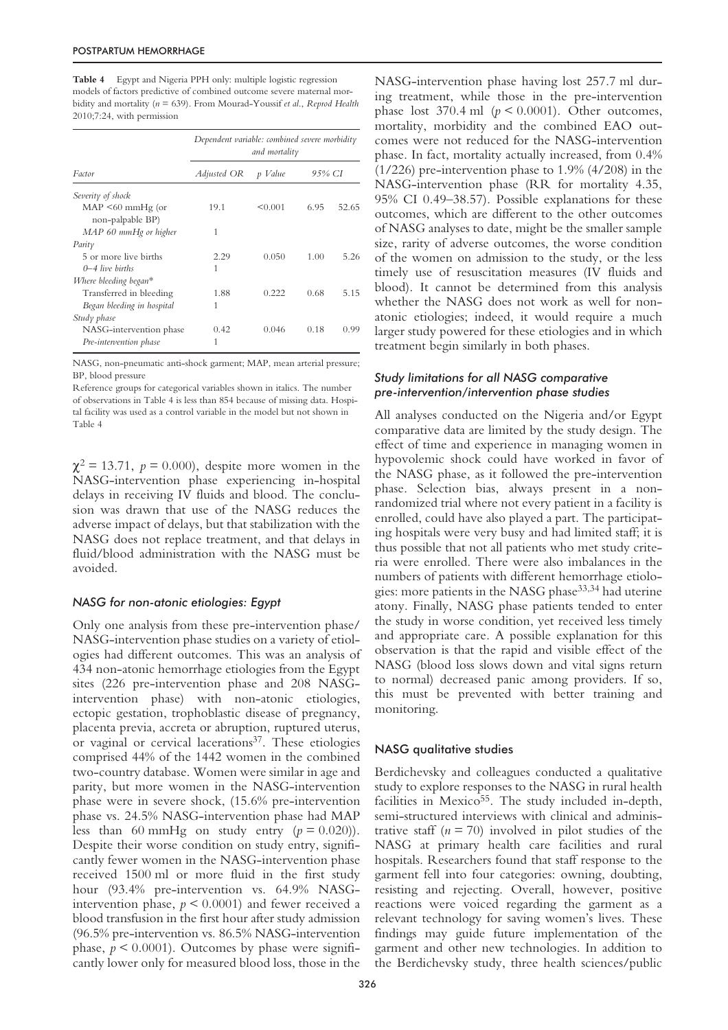**Table 4** Egypt and Nigeria PPH only: multiple logistic regression models of factors predictive of combined outcome severe maternal morbidity and mortality ($n = 639$). From Mourad-Youssif *et al.*, *Reprod Health* 2010;7:24, with permission

| Factor | Dependent variable: combined severe morbidity and mortality | | | |
|---|---|---|---|---|
| | Adjusted OR | p Value | 95% CI | |
| Severity of shock | | | | |
| MAP <60 mmHg (or non-palpable BP) | 19.1 | <0.001 | 6.95 | 52.65 |
| *MAP 60 mmHg or higher* | 1 | | | |
| Parity | | | | |
| 5 or more live births | 2.29 | 0.050 | 1.00 | 5.26 |
| *0–4 live births* | 1 | | | |
| Where bleeding began* | | | | |
| Transferred in bleeding | 1.88 | 0.222 | 0.68 | 5.15 |
| *Began bleeding in hospital* | 1 | | | |
| Study phase | | | | |
| NASG-intervention phase | 0.42 | 0.046 | 0.18 | 0.99 |
| *Pre-intervention phase* | 1 | | | |

NASG, non-pneumatic anti-shock garment; MAP, mean arterial pressure; BP, blood pressure

Reference groups for categorical variables shown in italics. The number of observations in Table 4 is less than 854 because of missing data. Hospital facility was used as a control variable in the model but not shown in Table 4

$\chi^2 = 13.71$, $p = 0.000$), despite more women in the NASG-intervention phase experiencing in-hospital delays in receiving IV fluids and blood. The conclusion was drawn that use of the NASG reduces the adverse impact of delays, but that stabilization with the NASG does not replace treatment, and that delays in fluid/blood administration with the NASG must be avoided.

### NASG for non-atonic etiologies: Egypt

Only one analysis from these pre-intervention phase/NASG-intervention phase studies on a variety of etiologies had different outcomes. This was an analysis of 434 non-atonic hemorrhage etiologies from the Egypt sites (226 pre-intervention phase and 208 NASG-intervention phase) with non-atonic etiologies, ectopic gestation, trophoblastic disease of pregnancy, placenta previa, accreta or abruption, ruptured uterus, or vaginal or cervical lacerations[37]. These etiologies comprised 44% of the 1442 women in the combined two-country database. Women were similar in age and parity, but more women in the NASG-intervention phase were in severe shock, (15.6% pre-intervention phase vs. 24.5% NASG-intervention phase had MAP less than 60 mmHg on study entry ($p = 0.020$)). Despite their worse condition on study entry, significantly fewer women in the NASG-intervention phase received 1500 ml or more fluid in the first study hour (93.4% pre-intervention vs. 64.9% NASG-intervention phase, $p < 0.0001$) and fewer received a blood transfusion in the first hour after study admission (96.5% pre-intervention vs. 86.5% NASG-intervention phase, $p < 0.0001$). Outcomes by phase were significantly lower only for measured blood loss, those in the NASG-intervention phase having lost 257.7 ml during treatment, while those in the pre-intervention phase lost 370.4 ml ($p < 0.0001$). Other outcomes, mortality, morbidity and the combined EAO outcomes were not reduced for the NASG-intervention phase. In fact, mortality actually increased, from 0.4% (1/226) pre-intervention phase to 1.9% (4/208) in the NASG-intervention phase (RR for mortality 4.35, 95% CI 0.49–38.57). Possible explanations for these outcomes, which are different to the other outcomes of NASG analyses to date, might be the smaller sample size, rarity of adverse outcomes, the worse condition of the women on admission to the study, or the less timely use of resuscitation measures (IV fluids and blood). It cannot be determined from this analysis whether the NASG does not work as well for non-atonic etiologies; indeed, it would require a much larger study powered for these etiologies and in which treatment begin similarly in both phases.

### Study limitations for all NASG comparative pre-intervention/intervention phase studies

All analyses conducted on the Nigeria and/or Egypt comparative data are limited by the study design. The effect of time and experience in managing women in hypovolemic shock could have worked in favor of the NASG phase, as it followed the pre-intervention phase. Selection bias, always present in a non-randomized trial where not every patient in a facility is enrolled, could have also played a part. The participating hospitals were very busy and had limited staff; it is thus possible that not all patients who met study criteria were enrolled. There were also imbalances in the numbers of patients with different hemorrhage etiologies: more patients in the NASG phase[33,34] had uterine atony. Finally, NASG phase patients tended to enter the study in worse condition, yet received less timely and appropriate care. A possible explanation for this observation is that the rapid and visible effect of the NASG (blood loss slows down and vital signs return to normal) decreased panic among providers. If so, this must be prevented with better training and monitoring.

## NASG qualitative studies

Berdichevsky and colleagues conducted a qualitative study to explore responses to the NASG in rural health facilities in Mexico[55]. The study included in-depth, semi-structured interviews with clinical and administrative staff ($n = 70$) involved in pilot studies of the NASG at primary health care facilities and rural hospitals. Researchers found that staff response to the garment fell into four categories: owning, doubting, resisting and rejecting. Overall, however, positive reactions were voiced regarding the garment as a relevant technology for saving women's lives. These findings may guide future implementation of the garment and other new technologies. In addition to the Berdichevsky study, three health sciences/public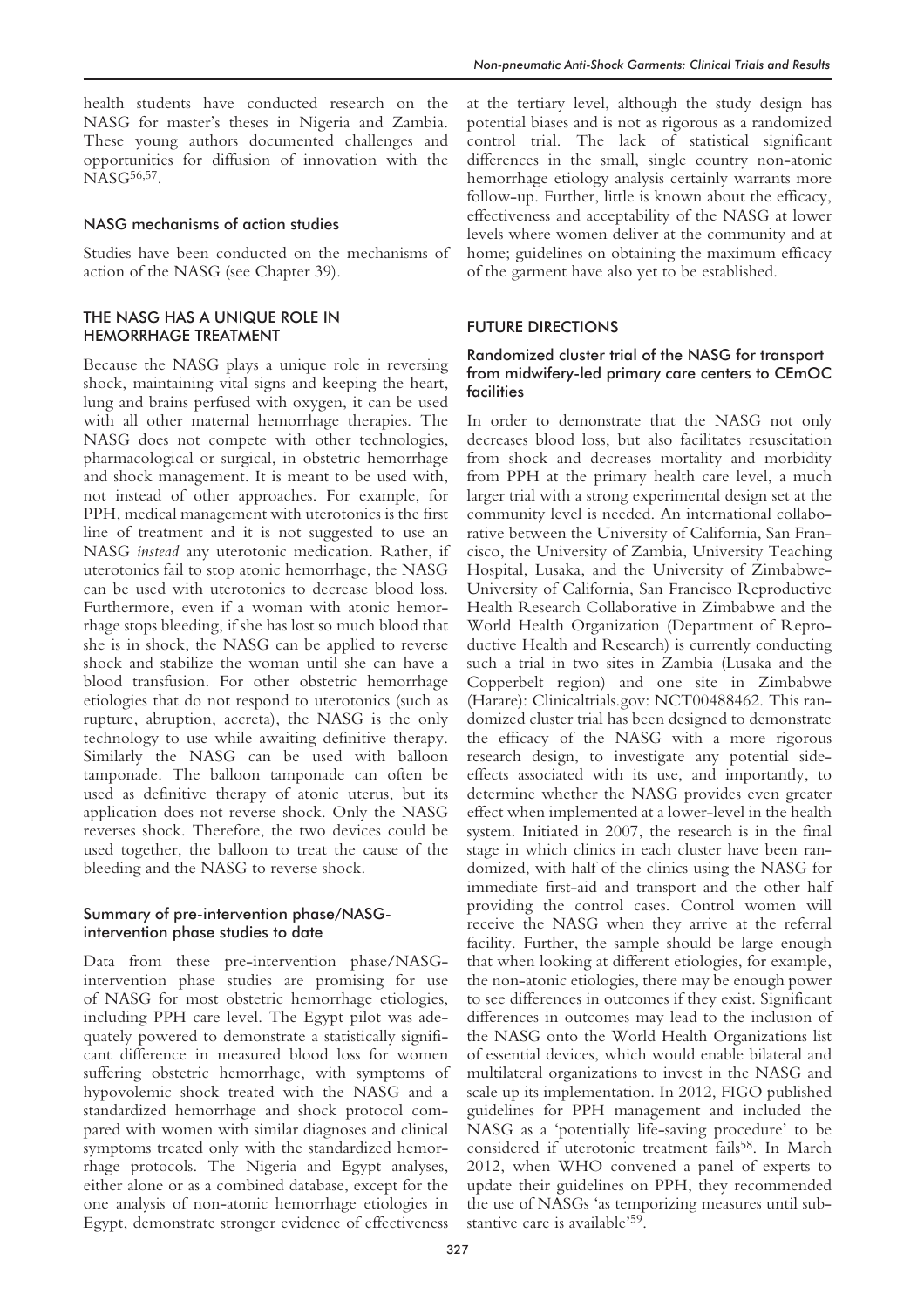health students have conducted research on the NASG for master's theses in Nigeria and Zambia. These young authors documented challenges and opportunities for diffusion of innovation with the NASG[56,57].

### NASG mechanisms of action studies

Studies have been conducted on the mechanisms of action of the NASG (see Chapter 39).

## THE NASG HAS A UNIQUE ROLE IN HEMORRHAGE TREATMENT

Because the NASG plays a unique role in reversing shock, maintaining vital signs and keeping the heart, lung and brains perfused with oxygen, it can be used with all other maternal hemorrhage therapies. The NASG does not compete with other technologies, pharmacological or surgical, in obstetric hemorrhage and shock management. It is meant to be used with, not instead of other approaches. For example, for PPH, medical management with uterotonics is the first line of treatment and it is not suggested to use an NASG *instead* any uterotonic medication. Rather, if uterotonics fail to stop atonic hemorrhage, the NASG can be used with uterotonics to decrease blood loss. Furthermore, even if a woman with atonic hemorrhage stops bleeding, if she has lost so much blood that she is in shock, the NASG can be applied to reverse shock and stabilize the woman until she can have a blood transfusion. For other obstetric hemorrhage etiologies that do not respond to uterotonics (such as rupture, abruption, accreta), the NASG is the only technology to use while awaiting definitive therapy. Similarly the NASG can be used with balloon tamponade. The balloon tamponade can often be used as definitive therapy of atonic uterus, but its application does not reverse shock. Only the NASG reverses shock. Therefore, the two devices could be used together, the balloon to treat the cause of the bleeding and the NASG to reverse shock.

### Summary of pre-intervention phase/NASG-intervention phase studies to date

Data from these pre-intervention phase/NASG-intervention phase studies are promising for use of NASG for most obstetric hemorrhage etiologies, including PPH care level. The Egypt pilot was adequately powered to demonstrate a statistically significant difference in measured blood loss for women suffering obstetric hemorrhage, with symptoms of hypovolemic shock treated with the NASG and a standardized hemorrhage and shock protocol compared with women with similar diagnoses and clinical symptoms treated only with the standardized hemorrhage protocols. The Nigeria and Egypt analyses, either alone or as a combined database, except for the one analysis of non-atonic hemorrhage etiologies in Egypt, demonstrate stronger evidence of effectiveness at the tertiary level, although the study design has potential biases and is not as rigorous as a randomized control trial. The lack of statistical significant differences in the small, single country non-atonic hemorrhage etiology analysis certainly warrants more follow-up. Further, little is known about the efficacy, effectiveness and acceptability of the NASG at lower levels where women deliver at the community and at home; guidelines on obtaining the maximum efficacy of the garment have also yet to be established.

## FUTURE DIRECTIONS

### Randomized cluster trial of the NASG for transport from midwifery-led primary care centers to CEmOC facilities

In order to demonstrate that the NASG not only decreases blood loss, but also facilitates resuscitation from shock and decreases mortality and morbidity from PPH at the primary health care level, a much larger trial with a strong experimental design set at the community level is needed. An international collaborative between the University of California, San Francisco, the University of Zambia, University Teaching Hospital, Lusaka, and the University of Zimbabwe-University of California, San Francisco Reproductive Health Research Collaborative in Zimbabwe and the World Health Organization (Department of Reproductive Health and Research) is currently conducting such a trial in two sites in Zambia (Lusaka and the Copperbelt region) and one site in Zimbabwe (Harare): Clinicaltrials.gov: NCT00488462. This randomized cluster trial has been designed to demonstrate the efficacy of the NASG with a more rigorous research design, to investigate any potential side-effects associated with its use, and importantly, to determine whether the NASG provides even greater effect when implemented at a lower-level in the health system. Initiated in 2007, the research is in the final stage in which clinics in each cluster have been randomized, with half of the clinics using the NASG for immediate first-aid and transport and the other half providing the control cases. Control women will receive the NASG when they arrive at the referral facility. Further, the sample should be large enough that when looking at different etiologies, for example, the non-atonic etiologies, there may be enough power to see differences in outcomes if they exist. Significant differences in outcomes may lead to the inclusion of the NASG onto the World Health Organizations list of essential devices, which would enable bilateral and multilateral organizations to invest in the NASG and scale up its implementation. In 2012, FIGO published guidelines for PPH management and included the NASG as a 'potentially life-saving procedure' to be considered if uterotonic treatment fails[58]. In March 2012, when WHO convened a panel of experts to update their guidelines on PPH, they recommended the use of NASGs 'as temporizing measures until substantive care is available'[59].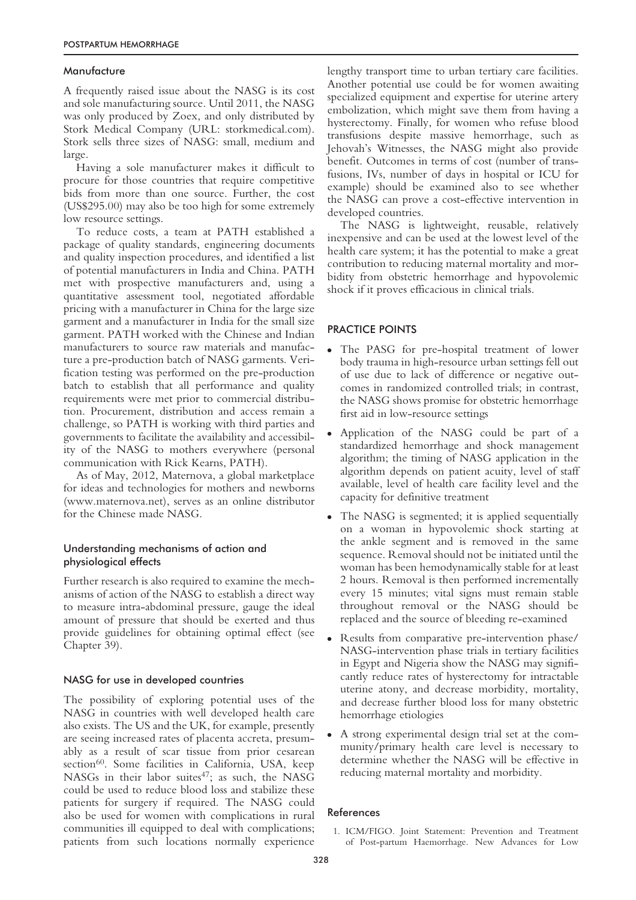### Manufacture

A frequently raised issue about the NASG is its cost and sole manufacturing source. Until 2011, the NASG was only produced by Zoex, and only distributed by Stork Medical Company (URL: storkmedical.com). Stork sells three sizes of NASG: small, medium and large.

Having a sole manufacturer makes it difficult to procure for those countries that require competitive bids from more than one source. Further, the cost (US$295.00) may also be too high for some extremely low resource settings.

To reduce costs, a team at PATH established a package of quality standards, engineering documents and quality inspection procedures, and identified a list of potential manufacturers in India and China. PATH met with prospective manufacturers and, using a quantitative assessment tool, negotiated affordable pricing with a manufacturer in China for the large size garment and a manufacturer in India for the small size garment. PATH worked with the Chinese and Indian manufacturers to source raw materials and manufacture a pre-production batch of NASG garments. Verification testing was performed on the pre-production batch to establish that all performance and quality requirements were met prior to commercial distribution. Procurement, distribution and access remain a challenge, so PATH is working with third parties and governments to facilitate the availability and accessibility of the NASG to mothers everywhere (personal communication with Rick Kearns, PATH).

As of May, 2012, Maternova, a global marketplace for ideas and technologies for mothers and newborns (www.maternova.net), serves as an online distributor for the Chinese made NASG.

### Understanding mechanisms of action and physiological effects

Further research is also required to examine the mechanisms of action of the NASG to establish a direct way to measure intra-abdominal pressure, gauge the ideal amount of pressure that should be exerted and thus provide guidelines for obtaining optimal effect (see Chapter 39).

### NASG for use in developed countries

The possibility of exploring potential uses of the NASG in countries with well developed health care also exists. The US and the UK, for example, presently are seeing increased rates of placenta accreta, presumably as a result of scar tissue from prior cesarean section[60]. Some facilities in California, USA, keep NASGs in their labor suites[47]; as such, the NASG could be used to reduce blood loss and stabilize these patients for surgery if required. The NASG could also be used for women with complications in rural communities ill equipped to deal with complications; patients from such locations normally experience lengthy transport time to urban tertiary care facilities. Another potential use could be for women awaiting specialized equipment and expertise for uterine artery embolization, which might save them from having a hysterectomy. Finally, for women who refuse blood transfusions despite massive hemorrhage, such as Jehovah's Witnesses, the NASG might also provide benefit. Outcomes in terms of cost (number of transfusions, IVs, number of days in hospital or ICU for example) should be examined also to see whether the NASG can prove a cost-effective intervention in developed countries.

The NASG is lightweight, reusable, relatively inexpensive and can be used at the lowest level of the health care system; it has the potential to make a great contribution to reducing maternal mortality and morbidity from obstetric hemorrhage and hypovolemic shock if it proves efficacious in clinical trials.

## PRACTICE POINTS

- The PASG for pre-hospital treatment of lower body trauma in high-resource urban settings fell out of use due to lack of difference or negative outcomes in randomized controlled trials; in contrast, the NASG shows promise for obstetric hemorrhage first aid in low-resource settings
- Application of the NASG could be part of a standardized hemorrhage and shock management algorithm; the timing of NASG application in the algorithm depends on patient acuity, level of staff available, level of health care facility level and the capacity for definitive treatment
- The NASG is segmented; it is applied sequentially on a woman in hypovolemic shock starting at the ankle segment and is removed in the same sequence. Removal should not be initiated until the woman has been hemodynamically stable for at least 2 hours. Removal is then performed incrementally every 15 minutes; vital signs must remain stable throughout removal or the NASG should be replaced and the source of bleeding re-examined
- Results from comparative pre-intervention phase/NASG-intervention phase trials in tertiary facilities in Egypt and Nigeria show the NASG may significantly reduce rates of hysterectomy for intractable uterine atony, and decrease morbidity, mortality, and decrease further blood loss for many obstetric hemorrhage etiologies
- A strong experimental design trial set at the community/primary health care level is necessary to determine whether the NASG will be effective in reducing maternal mortality and morbidity.

## References

1. ICM/FIGO. Joint Statement: Prevention and Treatment of Post-partum Haemorrhage. New Advances for Low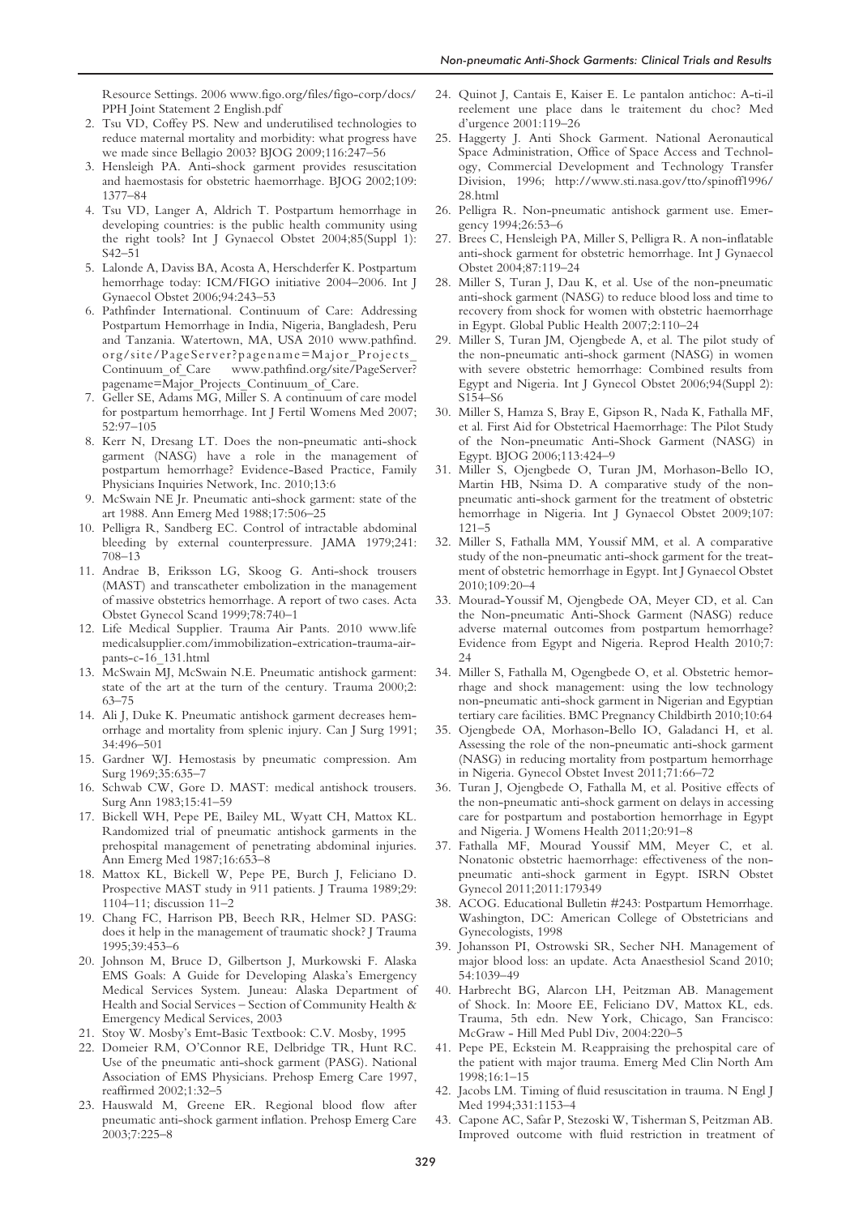Resource Settings. 2006 www.figo.org/files/figo-corp/docs/PPH Joint Statement 2 English.pdf

2. Tsu VD, Coffey PS. New and underutilised technologies to reduce maternal mortality and morbidity: what progress have we made since Bellagio 2003? BJOG 2009;116:247–56
3. Hensleigh PA. Anti-shock garment provides resuscitation and haemostasis for obstetric haemorrhage. BJOG 2002;109: 1377–84
4. Tsu VD, Langer A, Aldrich T. Postpartum hemorrhage in developing countries: is the public health community using the right tools? Int J Gynaecol Obstet 2004;85(Suppl 1): S42–51
5. Lalonde A, Daviss BA, Acosta A, Herschderfer K. Postpartum hemorrhage today: ICM/FIGO initiative 2004–2006. Int J Gynaecol Obstet 2006;94:243–53
6. Pathfinder International. Continuum of Care: Addressing Postpartum Hemorrhage in India, Nigeria, Bangladesh, Peru and Tanzania. Watertown, MA, USA 2010 www.pathfind.org/site/PageServer?pagename=Major_Projects_Continuum_of_Care www.pathfind.org/site/PageServer?pagename=Major_Projects_Continuum_of_Care.
7. Geller SE, Adams MG, Miller S. A continuum of care model for postpartum hemorrhage. Int J Fertil Womens Med 2007; 52:97–105
8. Kerr N, Dresang LT. Does the non-pneumatic anti-shock garment (NASG) have a role in the management of postpartum hemorrhage? Evidence-Based Practice, Family Physicians Inquiries Network, Inc. 2010;13:6
9. McSwain NE Jr. Pneumatic anti-shock garment: state of the art 1988. Ann Emerg Med 1988;17:506–25
10. Pelligra R, Sandberg EC. Control of intractable abdominal bleeding by external counterpressure. JAMA 1979;241: 708–13
11. Andrae B, Eriksson LG, Skoog G. Anti-shock trousers (MAST) and transcatheter embolization in the management of massive obstetrics hemorrhage. A report of two cases. Acta Obstet Gynecol Scand 1999;78:740–1
12. Life Medical Supplier. Trauma Air Pants. 2010 www.lifemedicalsupplier.com/immobilization-extrication-trauma-air-pants-c-16_131.html
13. McSwain MJ, McSwain N.E. Pneumatic antishock garment: state of the art at the turn of the century. Trauma 2000;2: 63–75
14. Ali J, Duke K. Pneumatic antishock garment decreases hemorrhage and mortality from splenic injury. Can J Surg 1991; 34:496–501
15. Gardner WJ. Hemostasis by pneumatic compression. Am Surg 1969;35:635–7
16. Schwab CW, Gore D. MAST: medical antishock trousers. Surg Ann 1983;15:41–59
17. Bickell WH, Pepe PE, Bailey ML, Wyatt CH, Mattox KL. Randomized trial of pneumatic antishock garments in the prehospital management of penetrating abdominal injuries. Ann Emerg Med 1987;16:653–8
18. Mattox KL, Bickell W, Pepe PE, Burch J, Feliciano D. Prospective MAST study in 911 patients. J Trauma 1989;29: 1104–11; discussion 11–2
19. Chang FC, Harrison PB, Beech RR, Helmer SD. PASG: does it help in the management of traumatic shock? J Trauma 1995;39:453–6
20. Johnson M, Bruce D, Gilbertson J, Murkowski F. Alaska EMS Goals: A Guide for Developing Alaska's Emergency Medical Services System. Juneau: Alaska Department of Health and Social Services – Section of Community Health & Emergency Medical Services, 2003
21. Stoy W. Mosby's Emt-Basic Textbook: C.V. Mosby, 1995
22. Domeier RM, O'Connor RE, Delbridge TR, Hunt RC. Use of the pneumatic anti-shock garment (PASG). National Association of EMS Physicians. Prehosp Emerg Care 1997, reaffirmed 2002;1:32–5
23. Hauswald M, Greene ER. Regional blood flow after pneumatic anti-shock garment inflation. Prehosp Emerg Care 2003;7:225–8
24. Quinot J, Cantais E, Kaiser E. Le pantalon antichoc: A-t-il reelement une place dans le traitement du choc? Med d'urgence 2001:119–26
25. Haggerty J. Anti Shock Garment. National Aeronautical Space Administration, Office of Space Access and Technology, Commercial Development and Technology Transfer Division, 1996; http://www.sti.nasa.gov/tto/spinoff1996/28.html
26. Pelligra R. Non-pneumatic antishock garment use. Emergency 1994;26:53–6
27. Brees C, Hensleigh PA, Miller S, Pelligra R. A non-inflatable anti-shock garment for obstetric hemorrhage. Int J Gynaecol Obstet 2004;87:119–24
28. Miller S, Turan J, Dau K, et al. Use of the non-pneumatic anti-shock garment (NASG) to reduce blood loss and time to recovery from shock for women with obstetric haemorrhage in Egypt. Global Public Health 2007;2:110–24
29. Miller S, Turan JM, Ojengbede A, et al. The pilot study of the non-pneumatic anti-shock garment (NASG) in women with severe obstetric hemorrhage: Combined results from Egypt and Nigeria. Int J Gynecol Obstet 2006;94(Suppl 2): S154–S6
30. Miller S, Hamza S, Bray E, Gipson R, Nada K, Fathalla MF, et al. First Aid for Obstetrical Haemorrhage: The Pilot Study of the Non-pneumatic Anti-Shock Garment (NASG) in Egypt. BJOG 2006;113:424–9
31. Miller S, Ojengbede O, Turan JM, Morhason-Bello IO, Martin HB, Nsima D. A comparative study of the non-pneumatic anti-shock garment for the treatment of obstetric hemorrhage in Nigeria. Int J Gynaecol Obstet 2009;107: 121–5
32. Miller S, Fathalla MM, Youssif MM, et al. A comparative study of the non-pneumatic anti-shock garment for the treatment of obstetric hemorrhage in Egypt. Int J Gynaecol Obstet 2010;109:20–4
33. Mourad-Youssif M, Ojengbede OA, Meyer CD, et al. Can the Non-pneumatic Anti-Shock Garment (NASG) reduce adverse maternal outcomes from postpartum hemorrhage? Evidence from Egypt and Nigeria. Reprod Health 2010;7: 24
34. Miller S, Fathalla M, Ogengbede O, et al. Obstetric hemorrhage and shock management: using the low technology non-pneumatic anti-shock garment in Nigerian and Egyptian tertiary care facilities. BMC Pregnancy Childbirth 2010;10:64
35. Ojengbede OA, Morhason-Bello IO, Galadanci H, et al. Assessing the role of the non-pneumatic anti-shock garment (NASG) in reducing mortality from postpartum hemorrhage in Nigeria. Gynecol Obstet Invest 2011;71:66–72
36. Turan J, Ojengbede O, Fathalla M, et al. Positive effects of the non-pneumatic anti-shock garment on delays in accessing care for postpartum and postabortion hemorrhage in Egypt and Nigeria. J Womens Health 2011;20:91–8
37. Fathalla MF, Mourad Youssif MM, Meyer C, et al. Nonatonic obstetric haemorrhage: effectiveness of the non-pneumatic anti-shock garment in Egypt. ISRN Obstet Gynecol 2011;2011:179349
38. ACOG. Educational Bulletin #243: Postpartum Hemorrhage. Washington, DC: American College of Obstetricians and Gynecologists, 1998
39. Johansson PI, Ostrowski SR, Secher NH. Management of major blood loss: an update. Acta Anaesthesiol Scand 2010; 54:1039–49
40. Harbrecht BG, Alarcon LH, Peitzman AB. Management of Shock. In: Moore EE, Feliciano DV, Mattox KL, eds. Trauma, 5th edn. New York, Chicago, San Francisco: McGraw - Hill Med Publ Div, 2004:220–5
41. Pepe PE, Eckstein M. Reappraising the prehospital care of the patient with major trauma. Emerg Med Clin North Am 1998;16:1–15
42. Jacobs LM. Timing of fluid resuscitation in trauma. N Engl J Med 1994;331:1153–4
43. Capone AC, Safar P, Stezoski W, Tisherman S, Peitzman AB. Improved outcome with fluid restriction in treatment of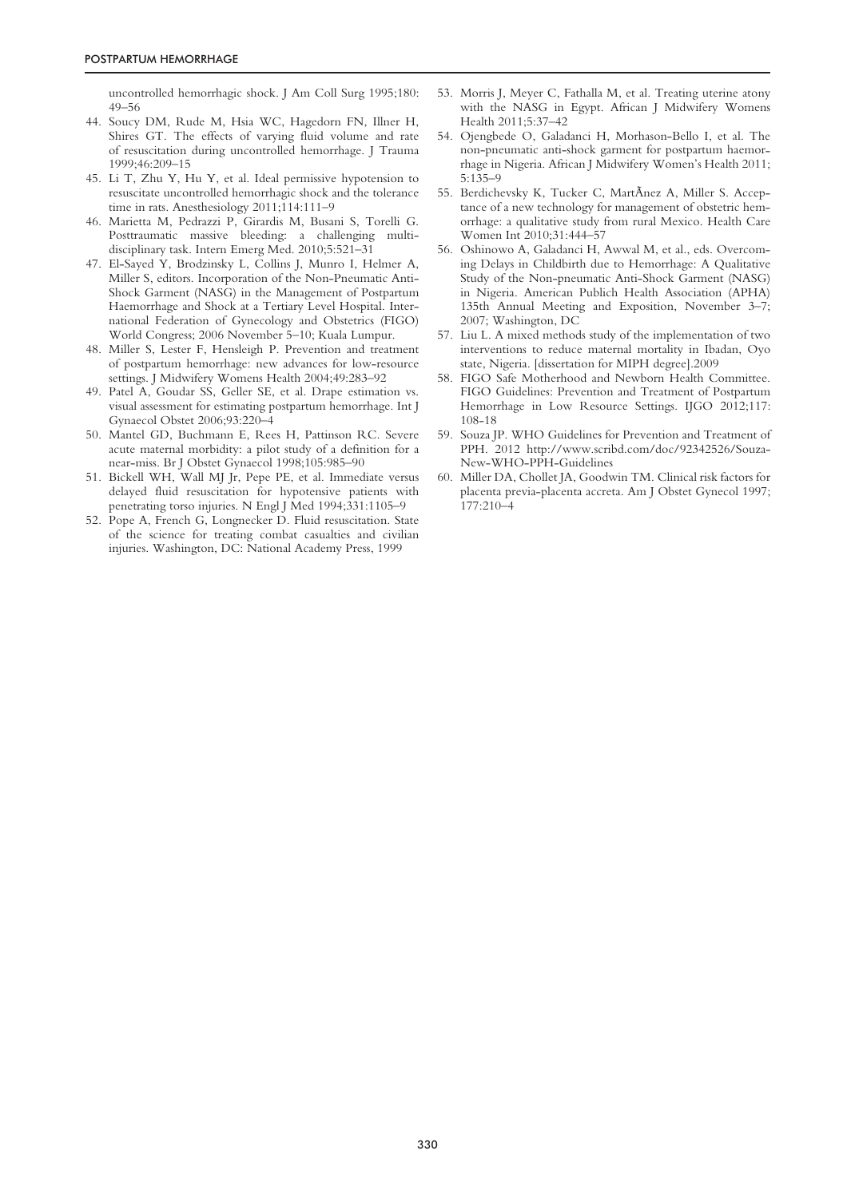uncontrolled hemorrhagic shock. J Am Coll Surg 1995;180: 49–56

44. Soucy DM, Rude M, Hsia WC, Hagedorn FN, Illner H, Shires GT. The effects of varying fluid volume and rate of resuscitation during uncontrolled hemorrhage. J Trauma 1999;46:209–15
45. Li T, Zhu Y, Hu Y, et al. Ideal permissive hypotension to resuscitate uncontrolled hemorrhagic shock and the tolerance time in rats. Anesthesiology 2011;114:111–9
46. Marietta M, Pedrazzi P, Girardis M, Busani S, Torelli G. Posttraumatic massive bleeding: a challenging multidisciplinary task. Intern Emerg Med. 2010;5:521–31
47. El-Sayed Y, Brodzinsky L, Collins J, Munro I, Helmer A, Miller S, editors. Incorporation of the Non-Pneumatic Anti-Shock Garment (NASG) in the Management of Postpartum Haemorrhage and Shock at a Tertiary Level Hospital. International Federation of Gynecology and Obstetrics (FIGO) World Congress; 2006 November 5–10; Kuala Lumpur.
48. Miller S, Lester F, Hensleigh P. Prevention and treatment of postpartum hemorrhage: new advances for low-resource settings. J Midwifery Womens Health 2004;49:283–92
49. Patel A, Goudar SS, Geller SE, et al. Drape estimation vs. visual assessment for estimating postpartum hemorrhage. Int J Gynaecol Obstet 2006;93:220–4
50. Mantel GD, Buchmann E, Rees H, Pattinson RC. Severe acute maternal morbidity: a pilot study of a definition for a near-miss. Br J Obstet Gynaecol 1998;105:985–90
51. Bickell WH, Wall MJ Jr, Pepe PE, et al. Immediate versus delayed fluid resuscitation for hypotensive patients with penetrating torso injuries. N Engl J Med 1994;331:1105–9
52. Pope A, French G, Longnecker D. Fluid resuscitation. State of the science for treating combat casualties and civilian injuries. Washington, DC: National Academy Press, 1999
53. Morris J, Meyer C, Fathalla M, et al. Treating uterine atony with the NASG in Egypt. African J Midwifery Womens Health 2011;5:37–42
54. Ojengbede O, Galadanci H, Morhason-Bello I, et al. The non-pneumatic anti-shock garment for postpartum haemorrhage in Nigeria. African J Midwifery Women's Health 2011; 5:135–9
55. Berdichevsky K, Tucker C, MartÃnez A, Miller S. Acceptance of a new technology for management of obstetric hemorrhage: a qualitative study from rural Mexico. Health Care Women Int 2010;31:444–57
56. Oshinowo A, Galadanci H, Awwal M, et al., eds. Overcoming Delays in Childbirth due to Hemorrhage: A Qualitative Study of the Non-pneumatic Anti-Shock Garment (NASG) in Nigeria. American Publich Health Association (APHA) 135th Annual Meeting and Exposition, November 3–7; 2007; Washington, DC
57. Liu L. A mixed methods study of the implementation of two interventions to reduce maternal mortality in Ibadan, Oyo state, Nigeria. [dissertation for MIPH degree].2009
58. FIGO Safe Motherhood and Newborn Health Committee. FIGO Guidelines: Prevention and Treatment of Postpartum Hemorrhage in Low Resource Settings. IJGO 2012;117: 108-18
59. Souza JP. WHO Guidelines for Prevention and Treatment of PPH. 2012 http://www.scribd.com/doc/92342526/Souza-New-WHO-PPH-Guidelines
60. Miller DA, Chollet JA, Goodwin TM. Clinical risk factors for placenta previa-placenta accreta. Am J Obstet Gynecol 1997; 177:210–4